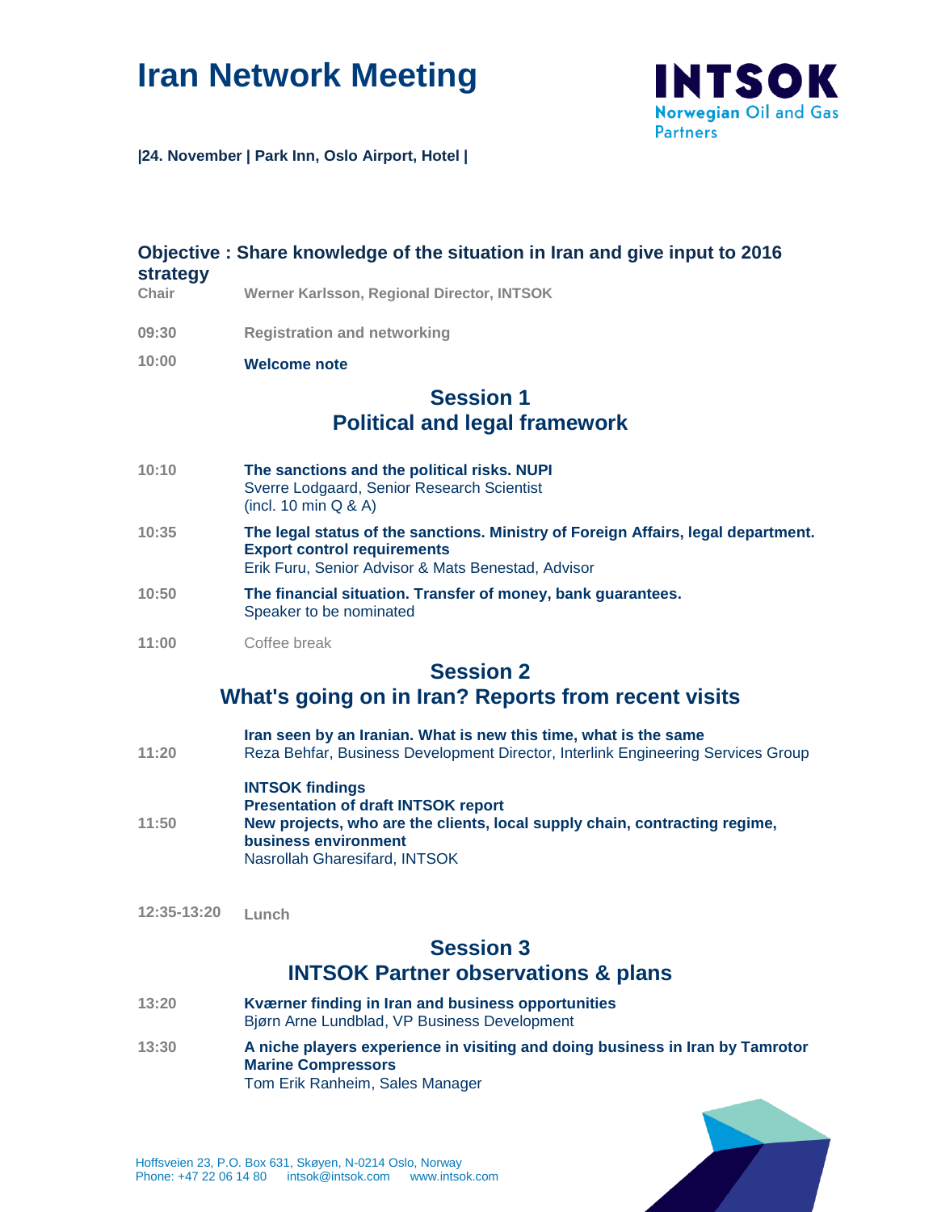# Iran Network Meeting

**INTSOK**
**Norwegian** Oil and Gas Partners

**|24. November | Park Inn, Oslo Airport, Hotel |**

## Objective : Share knowledge of the situation in Iran and give input to 2016 strategy

**Chair** — **Werner Karlsson, Regional Director, INTSOK**

**09:30** — **Registration and networking**

**10:00** — **Welcome note**

## Session 1
## Political and legal framework

**10:10** — **The sanctions and the political risks. NUPI**
Sverre Lodgaard, Senior Research Scientist
(incl. 10 min Q & A)

**10:35** — **The legal status of the sanctions. Ministry of Foreign Affairs, legal department. Export control requirements**
Erik Furu, Senior Advisor & Mats Benestad, Advisor

**10:50** — **The financial situation. Transfer of money, bank guarantees.**
Speaker to be nominated

**11:00** — Coffee break

## Session 2
## What's going on in Iran? Reports from recent visits

**11:20** — **Iran seen by an Iranian. What is new this time, what is the same**
Reza Behfar, Business Development Director, Interlink Engineering Services Group

**11:50** — **INTSOK findings**
**Presentation of draft INTSOK report**
**New projects, who are the clients, local supply chain, contracting regime, business environment**
Nasrollah Gharesifard, INTSOK

**12:35-13:20** — **Lunch**

## Session 3
## INTSOK Partner observations & plans

**13:20** — **Kværner finding in Iran and business opportunities**
Bjørn Arne Lundblad, VP Business Development

**13:30** — **A niche players experience in visiting and doing business in Iran by Tamrotor Marine Compressors**
Tom Erik Ranheim, Sales Manager

Hoffsveien 23, P.O. Box 631, Skøyen, N-0214 Oslo, Norway
Phone: +47 22 06 14 80 intsok@intsok.com www.intsok.com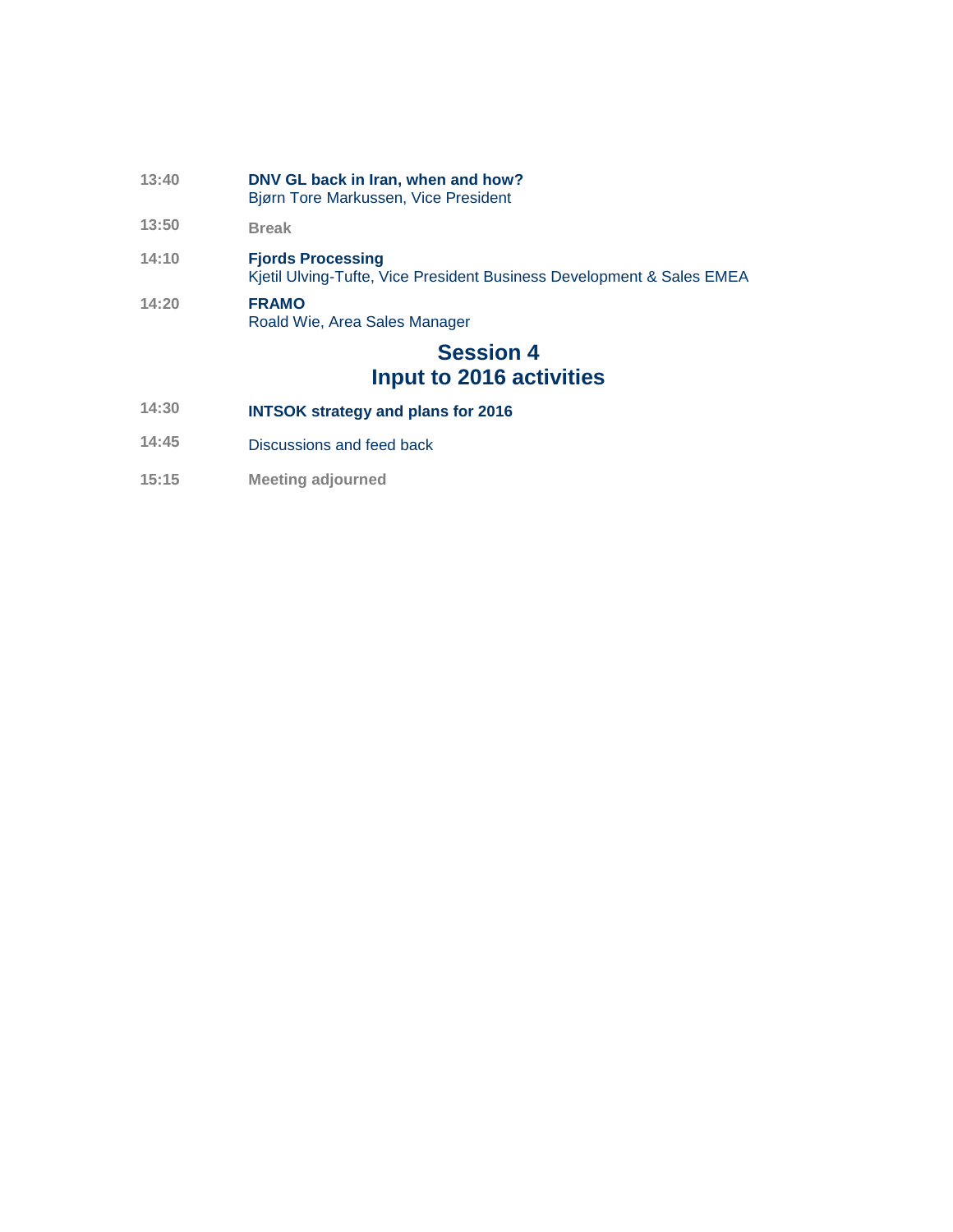**13:40** **DNV GL back in Iran, when and how?**
Bjørn Tore Markussen, Vice President

**13:50** **Break**

**14:10** **Fjords Processing**
Kjetil Ulving-Tufte, Vice President Business Development & Sales EMEA

**14:20** **FRAMO**
Roald Wie, Area Sales Manager

## Session 4
## Input to 2016 activities

**14:30** **INTSOK strategy and plans for 2016**

**14:45** Discussions and feed back

**15:15** **Meeting adjourned**